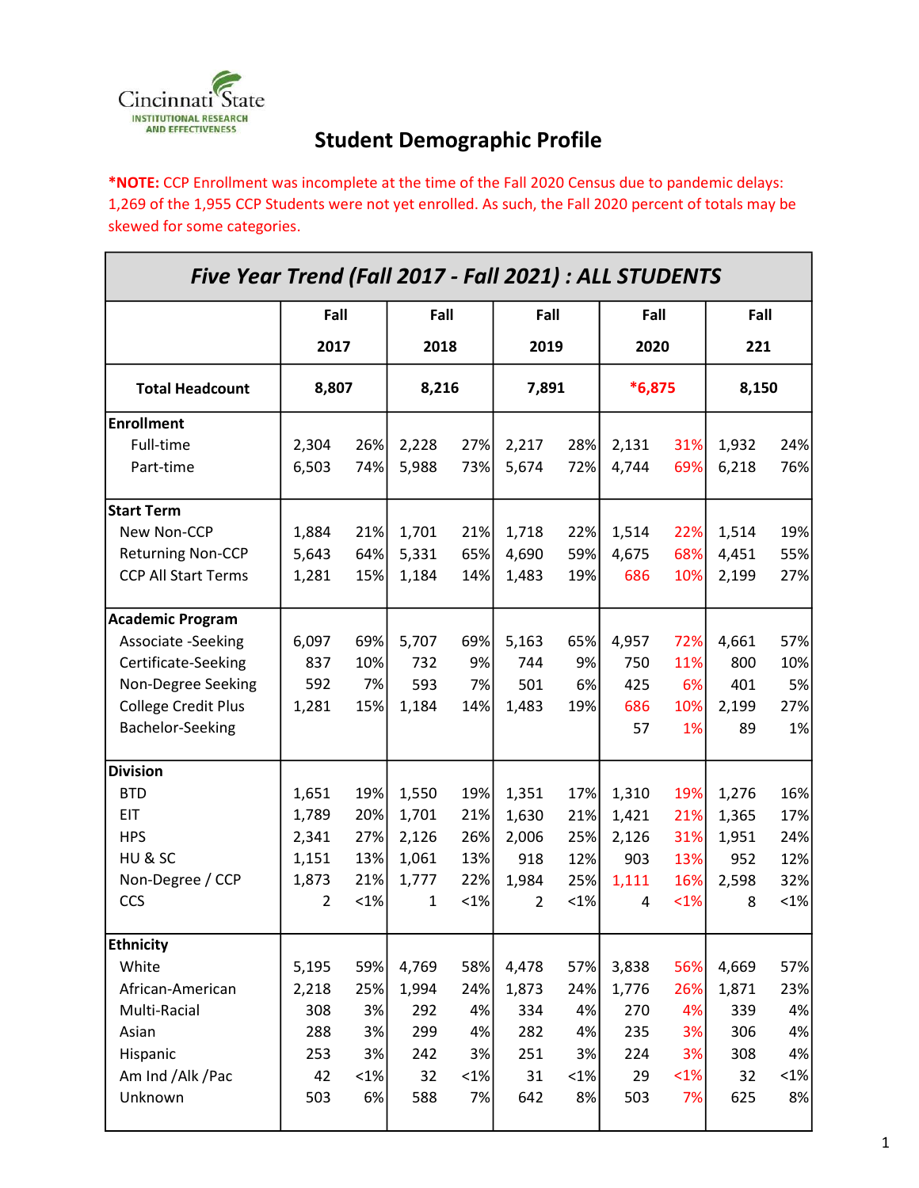Cincinnati State
INSTITUTIONAL RESEARCH AND EFFECTIVENESS

# Student Demographic Profile

***NOTE:** CCP Enrollment was incomplete at the time of the Fall 2020 Census due to pandemic delays: 1,269 of the 1,955 CCP Students were not yet enrolled. As such, the Fall 2020 percent of totals may be skewed for some categories.

| Five Year Trend (Fall 2017 - Fall 2021) : ALL STUDENTS | Fall 2017 | | Fall 2018 | | Fall 2019 | | Fall 2020 | | Fall 221 | |
|---|---|---|---|---|---|---|---|---|---|---|
| **Total Headcount** | **8,807** | | **8,216** | | **7,891** | | ***6,875** | | **8,150** | |
| **Enrollment** | | | | | | | | | | |
| Full-time | 2,304 | 26% | 2,228 | 27% | 2,217 | 28% | 2,131 | 31% | 1,932 | 24% |
| Part-time | 6,503 | 74% | 5,988 | 73% | 5,674 | 72% | 4,744 | 69% | 6,218 | 76% |
| **Start Term** | | | | | | | | | | |
| New Non-CCP | 1,884 | 21% | 1,701 | 21% | 1,718 | 22% | 1,514 | 22% | 1,514 | 19% |
| Returning Non-CCP | 5,643 | 64% | 5,331 | 65% | 4,690 | 59% | 4,675 | 68% | 4,451 | 55% |
| CCP All Start Terms | 1,281 | 15% | 1,184 | 14% | 1,483 | 19% | 686 | 10% | 2,199 | 27% |
| **Academic Program** | | | | | | | | | | |
| Associate -Seeking | 6,097 | 69% | 5,707 | 69% | 5,163 | 65% | 4,957 | 72% | 4,661 | 57% |
| Certificate-Seeking | 837 | 10% | 732 | 9% | 744 | 9% | 750 | 11% | 800 | 10% |
| Non-Degree Seeking | 592 | 7% | 593 | 7% | 501 | 6% | 425 | 6% | 401 | 5% |
| College Credit Plus | 1,281 | 15% | 1,184 | 14% | 1,483 | 19% | 686 | 10% | 2,199 | 27% |
| Bachelor-Seeking | | | | | | | 57 | 1% | 89 | 1% |
| **Division** | | | | | | | | | | |
| BTD | 1,651 | 19% | 1,550 | 19% | 1,351 | 17% | 1,310 | 19% | 1,276 | 16% |
| EIT | 1,789 | 20% | 1,701 | 21% | 1,630 | 21% | 1,421 | 21% | 1,365 | 17% |
| HPS | 2,341 | 27% | 2,126 | 26% | 2,006 | 25% | 2,126 | 31% | 1,951 | 24% |
| HU & SC | 1,151 | 13% | 1,061 | 13% | 918 | 12% | 903 | 13% | 952 | 12% |
| Non-Degree / CCP | 1,873 | 21% | 1,777 | 22% | 1,984 | 25% | 1,111 | 16% | 2,598 | 32% |
| CCS | 2 | <1% | 1 | <1% | 2 | <1% | 4 | <1% | 8 | <1% |
| **Ethnicity** | | | | | | | | | | |
| White | 5,195 | 59% | 4,769 | 58% | 4,478 | 57% | 3,838 | 56% | 4,669 | 57% |
| African-American | 2,218 | 25% | 1,994 | 24% | 1,873 | 24% | 1,776 | 26% | 1,871 | 23% |
| Multi-Racial | 308 | 3% | 292 | 4% | 334 | 4% | 270 | 4% | 339 | 4% |
| Asian | 288 | 3% | 299 | 4% | 282 | 4% | 235 | 3% | 306 | 4% |
| Hispanic | 253 | 3% | 242 | 3% | 251 | 3% | 224 | 3% | 308 | 4% |
| Am Ind /Alk /Pac | 42 | <1% | 32 | <1% | 31 | <1% | 29 | <1% | 32 | <1% |
| Unknown | 503 | 6% | 588 | 7% | 642 | 8% | 503 | 7% | 625 | 8% |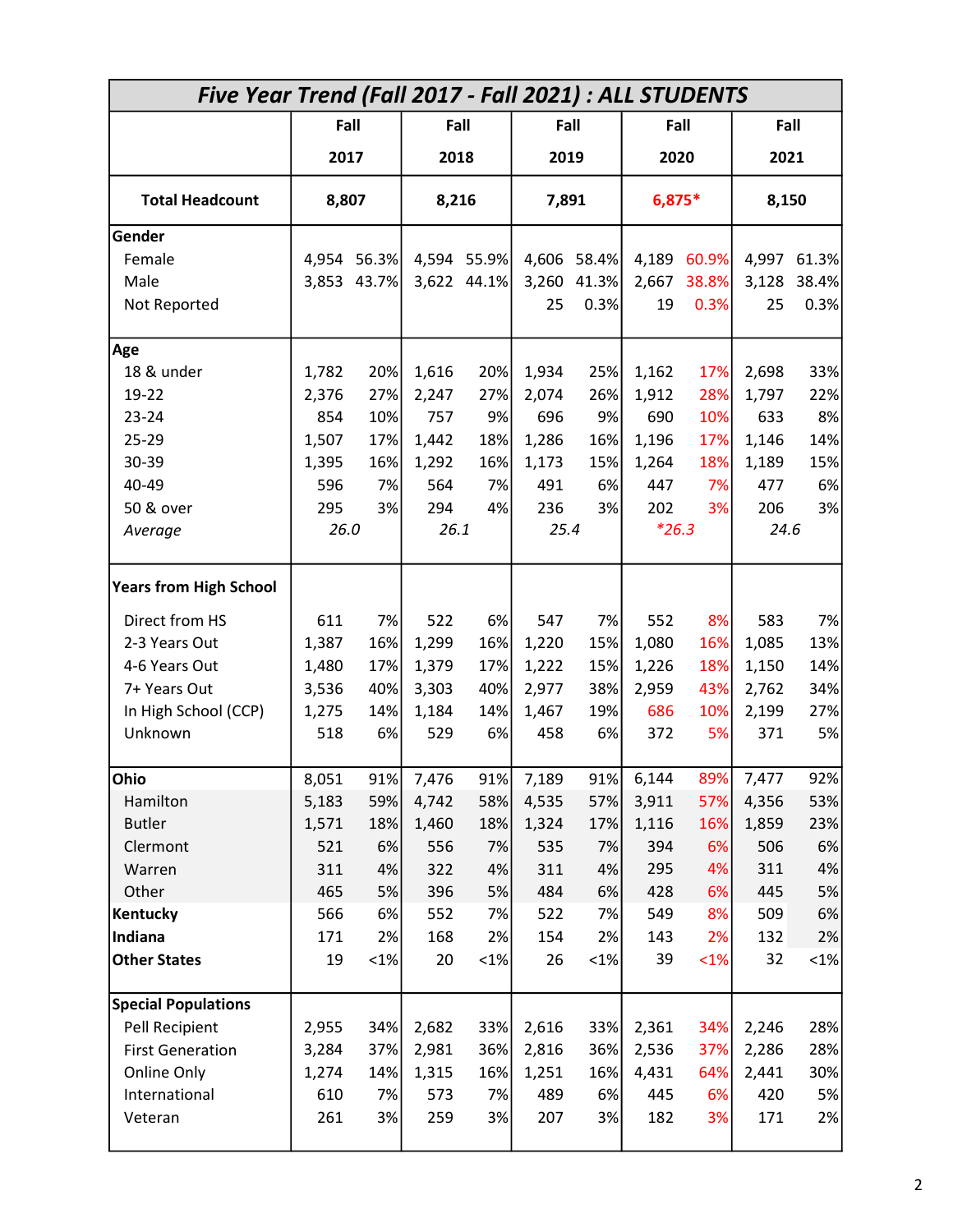# *Five Year Trend (Fall 2017 - Fall 2021) : ALL STUDENTS*

| | Fall 2017 | | Fall 2018 | | Fall 2019 | | Fall 2020 | | Fall 2021 | |
|---|---|---|---|---|---|---|---|---|---|---|
| **Total Headcount** | **8,807** | | **8,216** | | **7,891** | | **6,875*** | | **8,150** | |
| **Gender** | | | | | | | | | | |
| Female | 4,954 | 56.3% | 4,594 | 55.9% | 4,606 | 58.4% | 4,189 | 60.9% | 4,997 | 61.3% |
| Male | 3,853 | 43.7% | 3,622 | 44.1% | 3,260 | 41.3% | 2,667 | 38.8% | 3,128 | 38.4% |
| Not Reported | | | | | 25 | 0.3% | 19 | 0.3% | 25 | 0.3% |
| **Age** | | | | | | | | | | |
| 18 & under | 1,782 | 20% | 1,616 | 20% | 1,934 | 25% | 1,162 | 17% | 2,698 | 33% |
| 19-22 | 2,376 | 27% | 2,247 | 27% | 2,074 | 26% | 1,912 | 28% | 1,797 | 22% |
| 23-24 | 854 | 10% | 757 | 9% | 696 | 9% | 690 | 10% | 633 | 8% |
| 25-29 | 1,507 | 17% | 1,442 | 18% | 1,286 | 16% | 1,196 | 17% | 1,146 | 14% |
| 30-39 | 1,395 | 16% | 1,292 | 16% | 1,173 | 15% | 1,264 | 18% | 1,189 | 15% |
| 40-49 | 596 | 7% | 564 | 7% | 491 | 6% | 447 | 7% | 477 | 6% |
| 50 & over | 295 | 3% | 294 | 4% | 236 | 3% | 202 | 3% | 206 | 3% |
| *Average* | *26.0* | | *26.1* | | *25.4* | | *\*26.3* | | *24.6* | |
| **Years from High School** | | | | | | | | | | |
| Direct from HS | 611 | 7% | 522 | 6% | 547 | 7% | 552 | 8% | 583 | 7% |
| 2-3 Years Out | 1,387 | 16% | 1,299 | 16% | 1,220 | 15% | 1,080 | 16% | 1,085 | 13% |
| 4-6 Years Out | 1,480 | 17% | 1,379 | 17% | 1,222 | 15% | 1,226 | 18% | 1,150 | 14% |
| 7+ Years Out | 3,536 | 40% | 3,303 | 40% | 2,977 | 38% | 2,959 | 43% | 2,762 | 34% |
| In High School (CCP) | 1,275 | 14% | 1,184 | 14% | 1,467 | 19% | 686 | 10% | 2,199 | 27% |
| Unknown | 518 | 6% | 529 | 6% | 458 | 6% | 372 | 5% | 371 | 5% |
| **Ohio** | 8,051 | 91% | 7,476 | 91% | 7,189 | 91% | 6,144 | 89% | 7,477 | 92% |
| Hamilton | 5,183 | 59% | 4,742 | 58% | 4,535 | 57% | 3,911 | 57% | 4,356 | 53% |
| Butler | 1,571 | 18% | 1,460 | 18% | 1,324 | 17% | 1,116 | 16% | 1,859 | 23% |
| Clermont | 521 | 6% | 556 | 7% | 535 | 7% | 394 | 6% | 506 | 6% |
| Warren | 311 | 4% | 322 | 4% | 311 | 4% | 295 | 4% | 311 | 4% |
| Other | 465 | 5% | 396 | 5% | 484 | 6% | 428 | 6% | 445 | 5% |
| **Kentucky** | 566 | 6% | 552 | 7% | 522 | 7% | 549 | 8% | 509 | 6% |
| **Indiana** | 171 | 2% | 168 | 2% | 154 | 2% | 143 | 2% | 132 | 2% |
| **Other States** | 19 | <1% | 20 | <1% | 26 | <1% | 39 | <1% | 32 | <1% |
| **Special Populations** | | | | | | | | | | |
| Pell Recipient | 2,955 | 34% | 2,682 | 33% | 2,616 | 33% | 2,361 | 34% | 2,246 | 28% |
| First Generation | 3,284 | 37% | 2,981 | 36% | 2,816 | 36% | 2,536 | 37% | 2,286 | 28% |
| Online Only | 1,274 | 14% | 1,315 | 16% | 1,251 | 16% | 4,431 | 64% | 2,441 | 30% |
| International | 610 | 7% | 573 | 7% | 489 | 6% | 445 | 6% | 420 | 5% |
| Veteran | 261 | 3% | 259 | 3% | 207 | 3% | 182 | 3% | 171 | 2% |